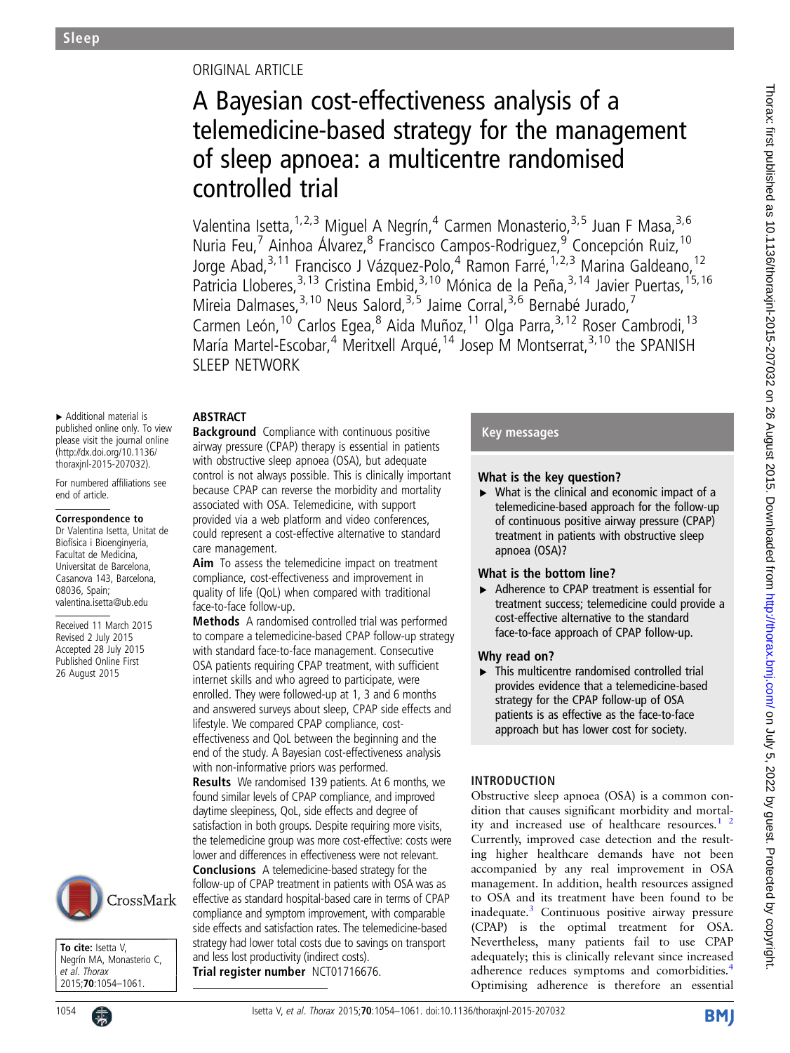ORIGINAL ARTICLE

# A Bayesian cost-effectiveness analysis of a telemedicine-based strategy for the management of sleep apnoea: a multicentre randomised controlled trial

Valentina Isetta,[1,2,3] Miguel A Negrín,[4] Carmen Monasterio,[3,5] Juan F Masa,[3,6] Nuria Feu,[7] Ainhoa Álvarez,[8] Francisco Campos-Rodriguez,[9] Concepción Ruiz,[10] Jorge Abad,[3,11] Francisco J Vázquez-Polo,[4] Ramon Farré,[1,2,3] Marina Galdeano,[12] Patricia Lloberes,[3,13] Cristina Embid,[3,10] Mónica de la Peña,[3,14] Javier Puertas,[15,16] Mireia Dalmases,[3,10] Neus Salord,[3,5] Jaime Corral,[3,6] Bernabé Jurado,[7] Carmen León,[10] Carlos Egea,[8] Aida Muñoz,[11] Olga Parra,[3,12] Roser Cambrodi,[13] María Martel-Escobar,[4] Meritxell Arqué,[14] Josep M Montserrat,[3,10] the SPANISH SLEEP NETWORK

▸ Additional material is published online only. To view please visit the journal online (http://dx.doi.org/10.1136/thoraxjnl-2015-207032).

For numbered affiliations see end of article.

**Correspondence to**
Dr Valentina Isetta, Unitat de Biofísica i Bioenginyeria, Facultat de Medicina, Universitat de Barcelona, Casanova 143, Barcelona, 08036, Spain; valentina.isetta@ub.edu

Received 11 March 2015
Revised 2 July 2015
Accepted 28 July 2015
Published Online First 26 August 2015

## ABSTRACT

**Background** Compliance with continuous positive airway pressure (CPAP) therapy is essential in patients with obstructive sleep apnoea (OSA), but adequate control is not always possible. This is clinically important because CPAP can reverse the morbidity and mortality associated with OSA. Telemedicine, with support provided via a web platform and video conferences, could represent a cost-effective alternative to standard care management.

**Aim** To assess the telemedicine impact on treatment compliance, cost-effectiveness and improvement in quality of life (QoL) when compared with traditional face-to-face follow-up.

**Methods** A randomised controlled trial was performed to compare a telemedicine-based CPAP follow-up strategy with standard face-to-face management. Consecutive OSA patients requiring CPAP treatment, with sufficient internet skills and who agreed to participate, were enrolled. They were followed-up at 1, 3 and 6 months and answered surveys about sleep, CPAP side effects and lifestyle. We compared CPAP compliance, cost-effectiveness and QoL between the beginning and the end of the study. A Bayesian cost-effectiveness analysis with non-informative priors was performed.

**Results** We randomised 139 patients. At 6 months, we found similar levels of CPAP compliance, and improved daytime sleepiness, QoL, side effects and degree of satisfaction in both groups. Despite requiring more visits, the telemedicine group was more cost-effective: costs were lower and differences in effectiveness were not relevant.

**Conclusions** A telemedicine-based strategy for the follow-up of CPAP treatment in patients with OSA was as effective as standard hospital-based care in terms of CPAP compliance and symptom improvement, with comparable side effects and satisfaction rates. The telemedicine-based strategy had lower total costs due to savings on transport and less lost productivity (indirect costs).

**Trial register number** NCT01716676.

**To cite:** Isetta V, Negrín MA, Monasterio C, et al. *Thorax* 2015;**70**:1054–1061.

## Key messages

### What is the key question?

▸ What is the clinical and economic impact of a telemedicine-based approach for the follow-up of continuous positive airway pressure (CPAP) treatment in patients with obstructive sleep apnoea (OSA)?

### What is the bottom line?

▸ Adherence to CPAP treatment is essential for treatment success; telemedicine could provide a cost-effective alternative to the standard face-to-face approach of CPAP follow-up.

### Why read on?

▸ This multicentre randomised controlled trial provides evidence that a telemedicine-based strategy for the CPAP follow-up of OSA patients is as effective as the face-to-face approach but has lower cost for society.

## INTRODUCTION

Obstructive sleep apnoea (OSA) is a common condition that causes significant morbidity and mortality and increased use of healthcare resources.[1 2] Currently, improved case detection and the resulting higher healthcare demands have not been accompanied by any real improvement in OSA management. In addition, health resources assigned to OSA and its treatment have been found to be inadequate.[3] Continuous positive airway pressure (CPAP) is the optimal treatment for OSA. Nevertheless, many patients fail to use CPAP adequately; this is clinically relevant since increased adherence reduces symptoms and comorbidities.[4] Optimising adherence is therefore an essential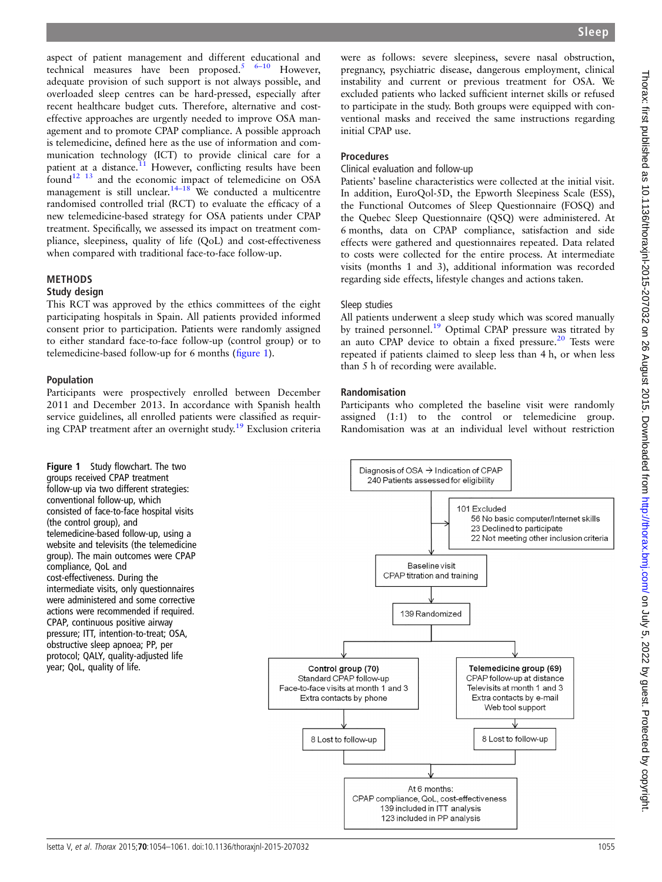aspect of patient management and different educational and technical measures have been proposed.[5] [6–10] However, adequate provision of such support is not always possible, and overloaded sleep centres can be hard-pressed, especially after recent healthcare budget cuts. Therefore, alternative and cost-effective approaches are urgently needed to improve OSA management and to promote CPAP compliance. A possible approach is telemedicine, defined here as the use of information and communication technology (ICT) to provide clinical care for a patient at a distance.[11] However, conflicting results have been found[12] [13] and the economic impact of telemedicine on OSA management is still unclear.[14–18] We conducted a multicentre randomised controlled trial (RCT) to evaluate the efficacy of a new telemedicine-based strategy for OSA patients under CPAP treatment. Specifically, we assessed its impact on treatment compliance, sleepiness, quality of life (QoL) and cost-effectiveness when compared with traditional face-to-face follow-up.

## METHODS

### Study design

This RCT was approved by the ethics committees of the eight participating hospitals in Spain. All patients provided informed consent prior to participation. Patients were randomly assigned to either standard face-to-face follow-up (control group) or to telemedicine-based follow-up for 6 months (figure 1).

### Population

Participants were prospectively enrolled between December 2011 and December 2013. In accordance with Spanish health service guidelines, all enrolled patients were classified as requiring CPAP treatment after an overnight study.[19] Exclusion criteria were as follows: severe sleepiness, severe nasal obstruction, pregnancy, psychiatric disease, dangerous employment, clinical instability and current or previous treatment for OSA. We excluded patients who lacked sufficient internet skills or refused to participate in the study. Both groups were equipped with conventional masks and received the same instructions regarding initial CPAP use.

### Procedures

#### Clinical evaluation and follow-up

Patients' baseline characteristics were collected at the initial visit. In addition, EuroQol-5D, the Epworth Sleepiness Scale (ESS), the Functional Outcomes of Sleep Questionnaire (FOSQ) and the Quebec Sleep Questionnaire (QSQ) were administered. At 6 months, data on CPAP compliance, satisfaction and side effects were gathered and questionnaires repeated. Data related to costs were collected for the entire process. At intermediate visits (months 1 and 3), additional information was recorded regarding side effects, lifestyle changes and actions taken.

#### Sleep studies

All patients underwent a sleep study which was scored manually by trained personnel.[19] Optimal CPAP pressure was titrated by an auto CPAP device to obtain a fixed pressure.[20] Tests were repeated if patients claimed to sleep less than 4 h, or when less than 5 h of recording were available.

### Randomisation

Participants who completed the baseline visit were randomly assigned (1:1) to the control or telemedicine group. Randomisation was at an individual level without restriction

Diagnosis of OSA → Indication of CPAP
240 Patients assessed for eligibility

101 Excluded
56 No basic computer/Internet skills
23 Declined to participate
22 Not meeting other inclusion criteria

Baseline visit
CPAP titration and training

139 Randomized

**Control group (70)**
Standard CPAP follow-up
Face-to-face visits at month 1 and 3
Extra contacts by phone

**Telemedicine group (69)**
CPAP follow-up at distance
Televisits at month 1 and 3
Extra contacts by e-mail
Web tool support

8 Lost to follow-up

8 Lost to follow-up

At 6 months:
CPAP compliance, QoL, cost-effectiveness
139 included in ITT analysis
123 included in PP analysis

**Figure 1** Study flowchart. The two groups received CPAP treatment follow-up via two different strategies: conventional follow-up, which consisted of face-to-face hospital visits (the control group), and telemedicine-based follow-up, using a website and televisits (the telemedicine group). The main outcomes were CPAP compliance, QoL and cost-effectiveness. During the intermediate visits, only questionnaires were administered and some corrective actions were recommended if required. CPAP, continuous positive airway pressure; ITT, intention-to-treat; OSA, obstructive sleep apnoea; PP, per protocol; QALY, quality-adjusted life year; QoL, quality of life.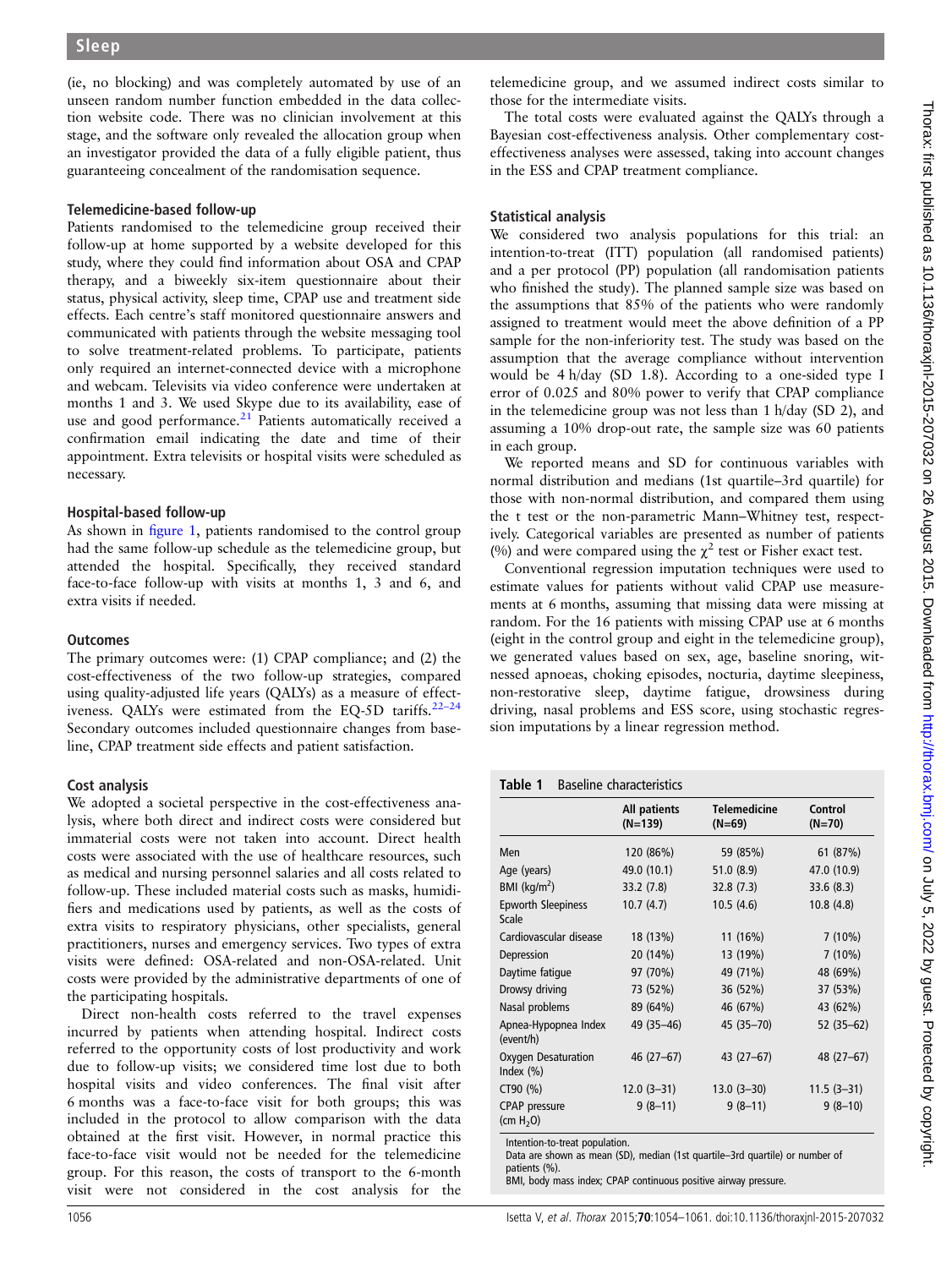(ie, no blocking) and was completely automated by use of an unseen random number function embedded in the data collection website code. There was no clinician involvement at this stage, and the software only revealed the allocation group when an investigator provided the data of a fully eligible patient, thus guaranteeing concealment of the randomisation sequence.

### Telemedicine-based follow-up

Patients randomised to the telemedicine group received their follow-up at home supported by a website developed for this study, where they could find information about OSA and CPAP therapy, and a biweekly six-item questionnaire about their status, physical activity, sleep time, CPAP use and treatment side effects. Each centre's staff monitored questionnaire answers and communicated with patients through the website messaging tool to solve treatment-related problems. To participate, patients only required an internet-connected device with a microphone and webcam. Televisits via video conference were undertaken at months 1 and 3. We used Skype due to its availability, ease of use and good performance.[21] Patients automatically received a confirmation email indicating the date and time of their appointment. Extra televisits or hospital visits were scheduled as necessary.

### Hospital-based follow-up

As shown in figure 1, patients randomised to the control group had the same follow-up schedule as the telemedicine group, but attended the hospital. Specifically, they received standard face-to-face follow-up with visits at months 1, 3 and 6, and extra visits if needed.

### Outcomes

The primary outcomes were: (1) CPAP compliance; and (2) the cost-effectiveness of the two follow-up strategies, compared using quality-adjusted life years (QALYs) as a measure of effectiveness. QALYs were estimated from the EQ-5D tariffs.[22–24] Secondary outcomes included questionnaire changes from baseline, CPAP treatment side effects and patient satisfaction.

### Cost analysis

We adopted a societal perspective in the cost-effectiveness analysis, where both direct and indirect costs were considered but immaterial costs were not taken into account. Direct health costs were associated with the use of healthcare resources, such as medical and nursing personnel salaries and all costs related to follow-up. These included material costs such as masks, humidifiers and medications used by patients, as well as the costs of extra visits to respiratory physicians, other specialists, general practitioners, nurses and emergency services. Two types of extra visits were defined: OSA-related and non-OSA-related. Unit costs were provided by the administrative departments of one of the participating hospitals.

Direct non-health costs referred to the travel expenses incurred by patients when attending hospital. Indirect costs referred to the opportunity costs of lost productivity and work due to follow-up visits; we considered time lost due to both hospital visits and video conferences. The final visit after 6 months was a face-to-face visit for both groups; this was included in the protocol to allow comparison with the data obtained at the first visit. However, in normal practice this face-to-face visit would not be needed for the telemedicine group. For this reason, the costs of transport to the 6-month visit were not considered in the cost analysis for the telemedicine group, and we assumed indirect costs similar to those for the intermediate visits.

The total costs were evaluated against the QALYs through a Bayesian cost-effectiveness analysis. Other complementary cost-effectiveness analyses were assessed, taking into account changes in the ESS and CPAP treatment compliance.

### Statistical analysis

We considered two analysis populations for this trial: an intention-to-treat (ITT) population (all randomised patients) and a per protocol (PP) population (all randomisation patients who finished the study). The planned sample size was based on the assumptions that 85% of the patients who were randomly assigned to treatment would meet the above definition of a PP sample for the non-inferiority test. The study was based on the assumption that the average compliance without intervention would be 4 h/day (SD 1.8). According to a one-sided type I error of 0.025 and 80% power to verify that CPAP compliance in the telemedicine group was not less than 1 h/day (SD 2), and assuming a 10% drop-out rate, the sample size was 60 patients in each group.

We reported means and SD for continuous variables with normal distribution and medians (1st quartile–3rd quartile) for those with non-normal distribution, and compared them using the t test or the non-parametric Mann–Whitney test, respectively. Categorical variables are presented as number of patients (%) and were compared using the $\chi^2$ test or Fisher exact test.

Conventional regression imputation techniques were used to estimate values for patients without valid CPAP use measurements at 6 months, assuming that missing data were missing at random. For the 16 patients with missing CPAP use at 6 months (eight in the control group and eight in the telemedicine group), we generated values based on sex, age, baseline snoring, witnessed apnoeas, choking episodes, nocturia, daytime sleepiness, non-restorative sleep, daytime fatigue, drowsiness during driving, nasal problems and ESS score, using stochastic regression imputations by a linear regression method.

**Table 1** Baseline characteristics

| | All patients (N=139) | Telemedicine (N=69) | Control (N=70) |
|---|---|---|---|
| Men | 120 (86%) | 59 (85%) | 61 (87%) |
| Age (years) | 49.0 (10.1) | 51.0 (8.9) | 47.0 (10.9) |
| BMI (kg/m$^2$) | 33.2 (7.8) | 32.8 (7.3) | 33.6 (8.3) |
| Epworth Sleepiness Scale | 10.7 (4.7) | 10.5 (4.6) | 10.8 (4.8) |
| Cardiovascular disease | 18 (13%) | 11 (16%) | 7 (10%) |
| Depression | 20 (14%) | 13 (19%) | 7 (10%) |
| Daytime fatigue | 97 (70%) | 49 (71%) | 48 (69%) |
| Drowsy driving | 73 (52%) | 36 (52%) | 37 (53%) |
| Nasal problems | 89 (64%) | 46 (67%) | 43 (62%) |
| Apnea-Hypopnea Index (event/h) | 49 (35–46) | 45 (35–70) | 52 (35–62) |
| Oxygen Desaturation Index (%) | 46 (27–67) | 43 (27–67) | 48 (27–67) |
| CT90 (%) | 12.0 (3–31) | 13.0 (3–30) | 11.5 (3–31) |
| CPAP pressure (cm $H_2O$) | 9 (8–11) | 9 (8–11) | 9 (8–10) |

Intention-to-treat population.
Data are shown as mean (SD), median (1st quartile–3rd quartile) or number of patients (%).
BMI, body mass index; CPAP continuous positive airway pressure.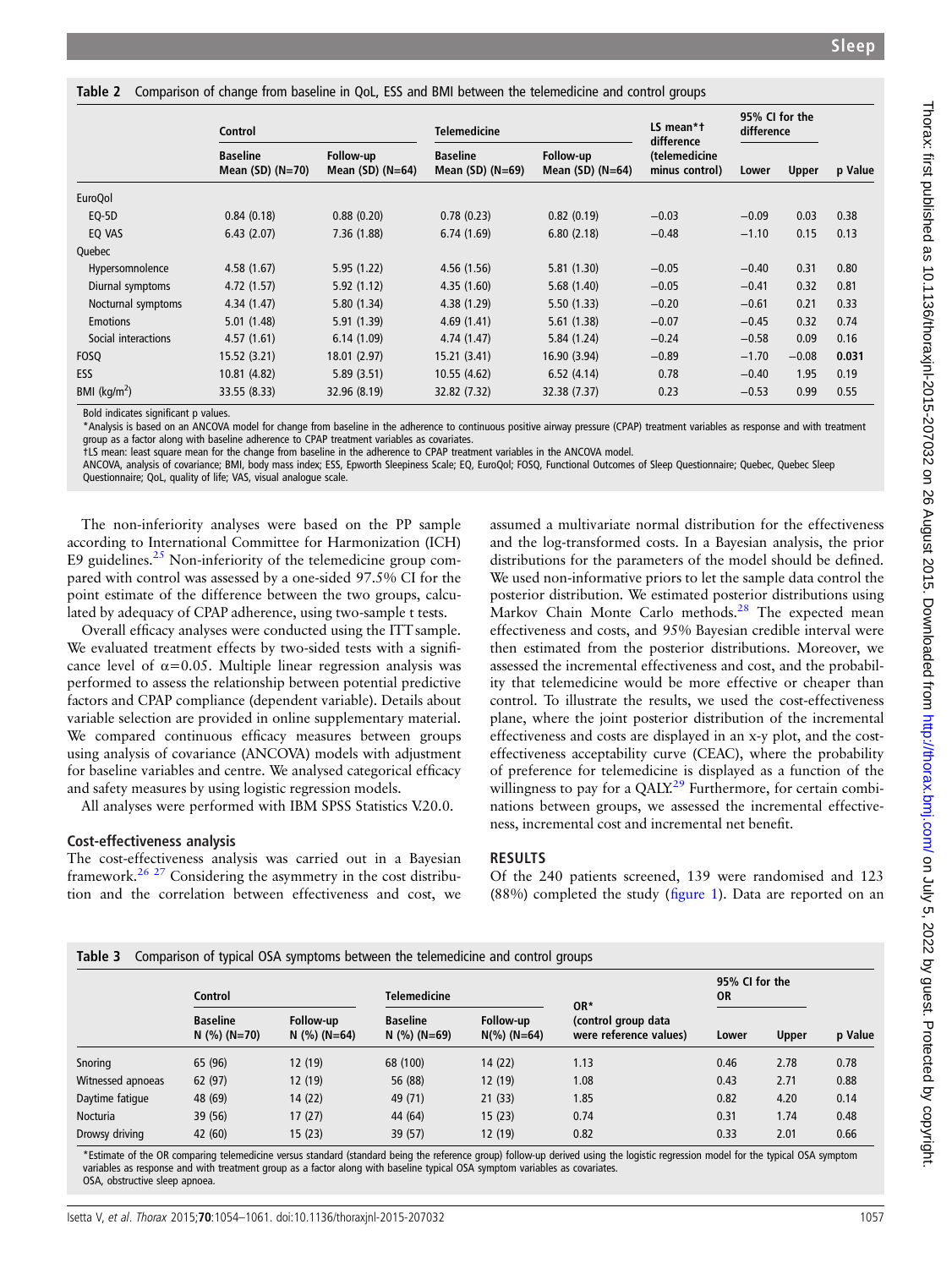**Table 2** Comparison of change from baseline in QoL, ESS and BMI between the telemedicine and control groups

| | Control | | Telemedicine | | LS mean*† difference | 95% CI for the difference | | |
|---|---|---|---|---|---|---|---|---|
| | Baseline Mean (SD) (N=70) | Follow-up Mean (SD) (N=64) | Baseline Mean (SD) (N=69) | Follow-up Mean (SD) (N=64) | (telemedicine minus control) | Lower | Upper | p Value |
| EuroQol | | | | | | | | |
| EQ-5D | 0.84 (0.18) | 0.88 (0.20) | 0.78 (0.23) | 0.82 (0.19) | −0.03 | −0.09 | 0.03 | 0.38 |
| EQ VAS | 6.43 (2.07) | 7.36 (1.88) | 6.74 (1.69) | 6.80 (2.18) | −0.48 | −1.10 | 0.15 | 0.13 |
| Quebec | | | | | | | | |
| Hypersomnolence | 4.58 (1.67) | 5.95 (1.22) | 4.56 (1.56) | 5.81 (1.30) | −0.05 | −0.40 | 0.31 | 0.80 |
| Diurnal symptoms | 4.72 (1.57) | 5.92 (1.12) | 4.35 (1.60) | 5.68 (1.40) | −0.05 | −0.41 | 0.32 | 0.81 |
| Nocturnal symptoms | 4.34 (1.47) | 5.80 (1.34) | 4.38 (1.29) | 5.50 (1.33) | −0.20 | −0.61 | 0.21 | 0.33 |
| Emotions | 5.01 (1.48) | 5.91 (1.39) | 4.69 (1.41) | 5.61 (1.38) | −0.07 | −0.45 | 0.32 | 0.74 |
| Social interactions | 4.57 (1.61) | 6.14 (1.09) | 4.74 (1.47) | 5.84 (1.24) | −0.24 | −0.58 | 0.09 | 0.16 |
| FOSQ | 15.52 (3.21) | 18.01 (2.97) | 15.21 (3.41) | 16.90 (3.94) | −0.89 | −1.70 | −0.08 | **0.031** |
| ESS | 10.81 (4.82) | 5.89 (3.51) | 10.55 (4.62) | 6.52 (4.14) | 0.78 | −0.40 | 1.95 | 0.19 |
| BMI (kg/m$^2$) | 33.55 (8.33) | 32.96 (8.19) | 32.82 (7.32) | 32.38 (7.37) | 0.23 | −0.53 | 0.99 | 0.55 |

Bold indicates significant p values.
*Analysis is based on an ANCOVA model for change from baseline in the adherence to continuous positive airway pressure (CPAP) treatment variables as response and with treatment group as a factor along with baseline adherence to CPAP treatment variables as covariates.
†LS mean: least square mean for the change from baseline in the adherence to CPAP treatment variables in the ANCOVA model.
ANCOVA, analysis of covariance; BMI, body mass index; ESS, Epworth Sleepiness Scale; EQ, EuroQol; FOSQ, Functional Outcomes of Sleep Questionnaire; Quebec, Quebec Sleep Questionnaire; QoL, quality of life; VAS, visual analogue scale.

The non-inferiority analyses were based on the PP sample according to International Committee for Harmonization (ICH) E9 guidelines.[25] Non-inferiority of the telemedicine group compared with control was assessed by a one-sided 97.5% CI for the point estimate of the difference between the two groups, calculated by adequacy of CPAP adherence, using two-sample t tests.

Overall efficacy analyses were conducted using the ITT sample. We evaluated treatment effects by two-sided tests with a significance level of $\alpha$=0.05. Multiple linear regression analysis was performed to assess the relationship between potential predictive factors and CPAP compliance (dependent variable). Details about variable selection are provided in online supplementary material. We compared continuous efficacy measures between groups using analysis of covariance (ANCOVA) models with adjustment for baseline variables and centre. We analysed categorical efficacy and safety measures by using logistic regression models.

All analyses were performed with IBM SPSS Statistics V.20.0.

### Cost-effectiveness analysis

The cost-effectiveness analysis was carried out in a Bayesian framework.[26,27] Considering the asymmetry in the cost distribution and the correlation between effectiveness and cost, we assumed a multivariate normal distribution for the effectiveness and the log-transformed costs. In a Bayesian analysis, the prior distributions for the parameters of the model should be defined. We used non-informative priors to let the sample data control the posterior distribution. We estimated posterior distributions using Markov Chain Monte Carlo methods.[28] The expected mean effectiveness and costs, and 95% Bayesian credible interval were then estimated from the posterior distributions. Moreover, we assessed the incremental effectiveness and cost, and the probability that telemedicine would be more effective or cheaper than control. To illustrate the results, we used the cost-effectiveness plane, where the joint posterior distribution of the incremental effectiveness and costs are displayed in an x-y plot, and the cost-effectiveness acceptability curve (CEAC), where the probability of preference for telemedicine is displayed as a function of the willingness to pay for a QALY.[29] Furthermore, for certain combinations between groups, we assessed the incremental effectiveness, incremental cost and incremental net benefit.

## RESULTS

Of the 240 patients screened, 139 were randomised and 123 (88%) completed the study (figure 1). Data are reported on an

**Table 3** Comparison of typical OSA symptoms between the telemedicine and control groups

| | Control | | Telemedicine | | OR* | 95% CI for the OR | | |
|---|---|---|---|---|---|---|---|---|
| | Baseline N (%) (N=70) | Follow-up N (%) (N=64) | Baseline N (%) (N=69) | Follow-up N(%) (N=64) | (control group data were reference values) | Lower | Upper | p Value |
| Snoring | 65 (96) | 12 (19) | 68 (100) | 14 (22) | 1.13 | 0.46 | 2.78 | 0.78 |
| Witnessed apnoeas | 62 (97) | 12 (19) | 56 (88) | 12 (19) | 1.08 | 0.43 | 2.71 | 0.88 |
| Daytime fatigue | 48 (69) | 14 (22) | 49 (71) | 21 (33) | 1.85 | 0.82 | 4.20 | 0.14 |
| Nocturia | 39 (56) | 17 (27) | 44 (64) | 15 (23) | 0.74 | 0.31 | 1.74 | 0.48 |
| Drowsy driving | 42 (60) | 15 (23) | 39 (57) | 12 (19) | 0.82 | 0.33 | 2.01 | 0.66 |

*Estimate of the OR comparing telemedicine versus standard (standard being the reference group) follow-up derived using the logistic regression model for the typical OSA symptom variables as response and with treatment group as a factor along with baseline typical OSA symptom variables as covariates.
OSA, obstructive sleep apnoea.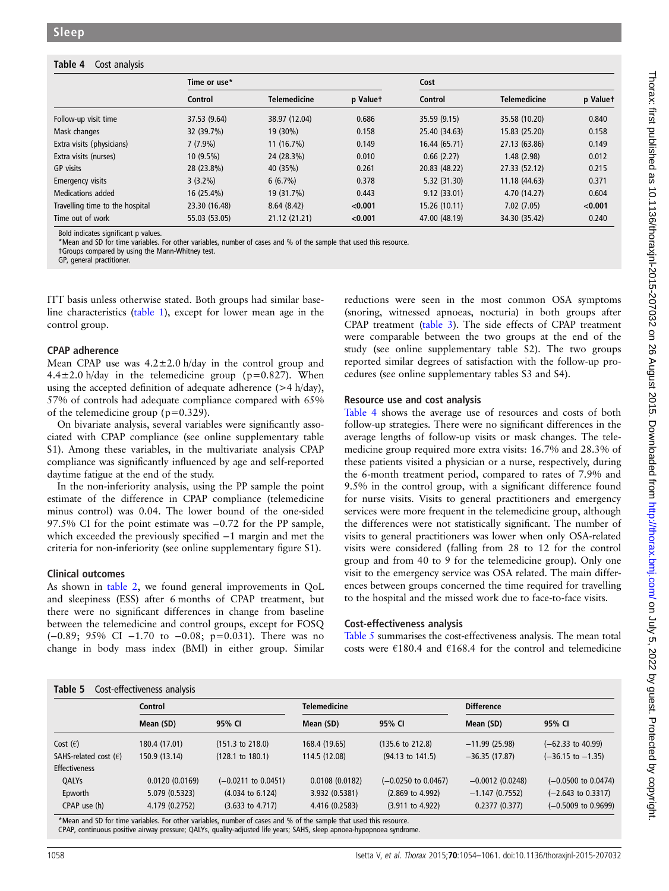**Table 4** Cost analysis

| | Time or use* | | | Cost | | |
|---|---|---|---|---|---|---|
| | Control | Telemedicine | p Value† | Control | Telemedicine | p Value† |
| Follow-up visit time | 37.53 (9.64) | 38.97 (12.04) | 0.686 | 35.59 (9.15) | 35.58 (10.20) | 0.840 |
| Mask changes | 32 (39.7%) | 19 (30%) | 0.158 | 25.40 (34.63) | 15.83 (25.20) | 0.158 |
| Extra visits (physicians) | 7 (7.9%) | 11 (16.7%) | 0.149 | 16.44 (65.71) | 27.13 (63.86) | 0.149 |
| Extra visits (nurses) | 10 (9.5%) | 24 (28.3%) | 0.010 | 0.66 (2.27) | 1.48 (2.98) | 0.012 |
| GP visits | 28 (23.8%) | 40 (35%) | 0.261 | 20.83 (48.22) | 27.33 (52.12) | 0.215 |
| Emergency visits | 3 (3.2%) | 6 (6.7%) | 0.378 | 5.32 (31.30) | 11.18 (44.63) | 0.371 |
| Medications added | 16 (25.4%) | 19 (31.7%) | 0.443 | 9.12 (33.01) | 4.70 (14.27) | 0.604 |
| Travelling time to the hospital | 23.30 (16.48) | 8.64 (8.42) | **<0.001** | 15.26 (10.11) | 7.02 (7.05) | **<0.001** |
| Time out of work | 55.03 (53.05) | 21.12 (21.21) | **<0.001** | 47.00 (48.19) | 34.30 (35.42) | 0.240 |

Bold indicates significant p values.
*Mean and SD for time variables. For other variables, number of cases and % of the sample that used this resource.
†Groups compared by using the Mann-Whitney test.
GP, general practitioner.

ITT basis unless otherwise stated. Both groups had similar baseline characteristics (table 1), except for lower mean age in the control group.

### CPAP adherence

Mean CPAP use was 4.2±2.0 h/day in the control group and 4.4±2.0 h/day in the telemedicine group (p=0.827). When using the accepted definition of adequate adherence (>4 h/day), 57% of controls had adequate compliance compared with 65% of the telemedicine group (p=0.329).

On bivariate analysis, several variables were significantly associated with CPAP compliance (see online supplementary table S1). Among these variables, in the multivariate analysis CPAP compliance was significantly influenced by age and self-reported daytime fatigue at the end of the study.

In the non-inferiority analysis, using the PP sample the point estimate of the difference in CPAP compliance (telemedicine minus control) was 0.04. The lower bound of the one-sided 97.5% CI for the point estimate was −0.72 for the PP sample, which exceeded the previously specified −1 margin and met the criteria for non-inferiority (see online supplementary figure S1).

### Clinical outcomes

As shown in table 2, we found general improvements in QoL and sleepiness (ESS) after 6 months of CPAP treatment, but there were no significant differences in change from baseline between the telemedicine and control groups, except for FOSQ (−0.89; 95% CI −1.70 to −0.08; p=0.031). There was no change in body mass index (BMI) in either group. Similar reductions were seen in the most common OSA symptoms (snoring, witnessed apnoeas, nocturia) in both groups after CPAP treatment (table 3). The side effects of CPAP treatment were comparable between the two groups at the end of the study (see online supplementary table S2). The two groups reported similar degrees of satisfaction with the follow-up procedures (see online supplementary tables S3 and S4).

### Resource use and cost analysis

Table 4 shows the average use of resources and costs of both follow-up strategies. There were no significant differences in the average lengths of follow-up visits or mask changes. The telemedicine group required more extra visits: 16.7% and 28.3% of these patients visited a physician or a nurse, respectively, during the 6-month treatment period, compared to rates of 7.9% and 9.5% in the control group, with a significant difference found for nurse visits. Visits to general practitioners and emergency services were more frequent in the telemedicine group, although the differences were not statistically significant. The number of visits to general practitioners was lower when only OSA-related visits were considered (falling from 28 to 12 for the control group and from 40 to 9 for the telemedicine group). Only one visit to the emergency service was OSA related. The main differences between groups concerned the time required for travelling to the hospital and the missed work due to face-to-face visits.

### Cost-effectiveness analysis

Table 5 summarises the cost-effectiveness analysis. The mean total costs were €180.4 and €168.4 for the control and telemedicine

**Table 5** Cost-effectiveness analysis

| | Control | | Telemedicine | | Difference | |
|---|---|---|---|---|---|---|
| | Mean (SD) | 95% CI | Mean (SD) | 95% CI | Mean (SD) | 95% CI |
| Cost (€) | 180.4 (17.01) | (151.3 to 218.0) | 168.4 (19.65) | (135.6 to 212.8) | −11.99 (25.98) | (−62.33 to 40.99) |
| SAHS-related cost (€) | 150.9 (13.14) | (128.1 to 180.1) | 114.5 (12.08) | (94.13 to 141.5) | −36.35 (17.87) | (−36.15 to −1.35) |
| Effectiveness | | | | | | |
| QALYs | 0.0120 (0.0169) | (−0.0211 to 0.0451) | 0.0108 (0.0182) | (−0.0250 to 0.0467) | −0.0012 (0.0248) | (−0.0500 to 0.0474) |
| Epworth | 5.079 (0.5323) | (4.034 to 6.124) | 3.932 (0.5381) | (2.869 to 4.992) | −1.147 (0.7552) | (−2.643 to 0.3317) |
| CPAP use (h) | 4.179 (0.2752) | (3.633 to 4.717) | 4.416 (0.2583) | (3.911 to 4.922) | 0.2377 (0.377) | (−0.5009 to 0.9699) |

*Mean and SD for time variables. For other variables, number of cases and % of the sample that used this resource.
CPAP, continuous positive airway pressure; QALYs, quality-adjusted life years; SAHS, sleep apnoea-hypopnoea syndrome.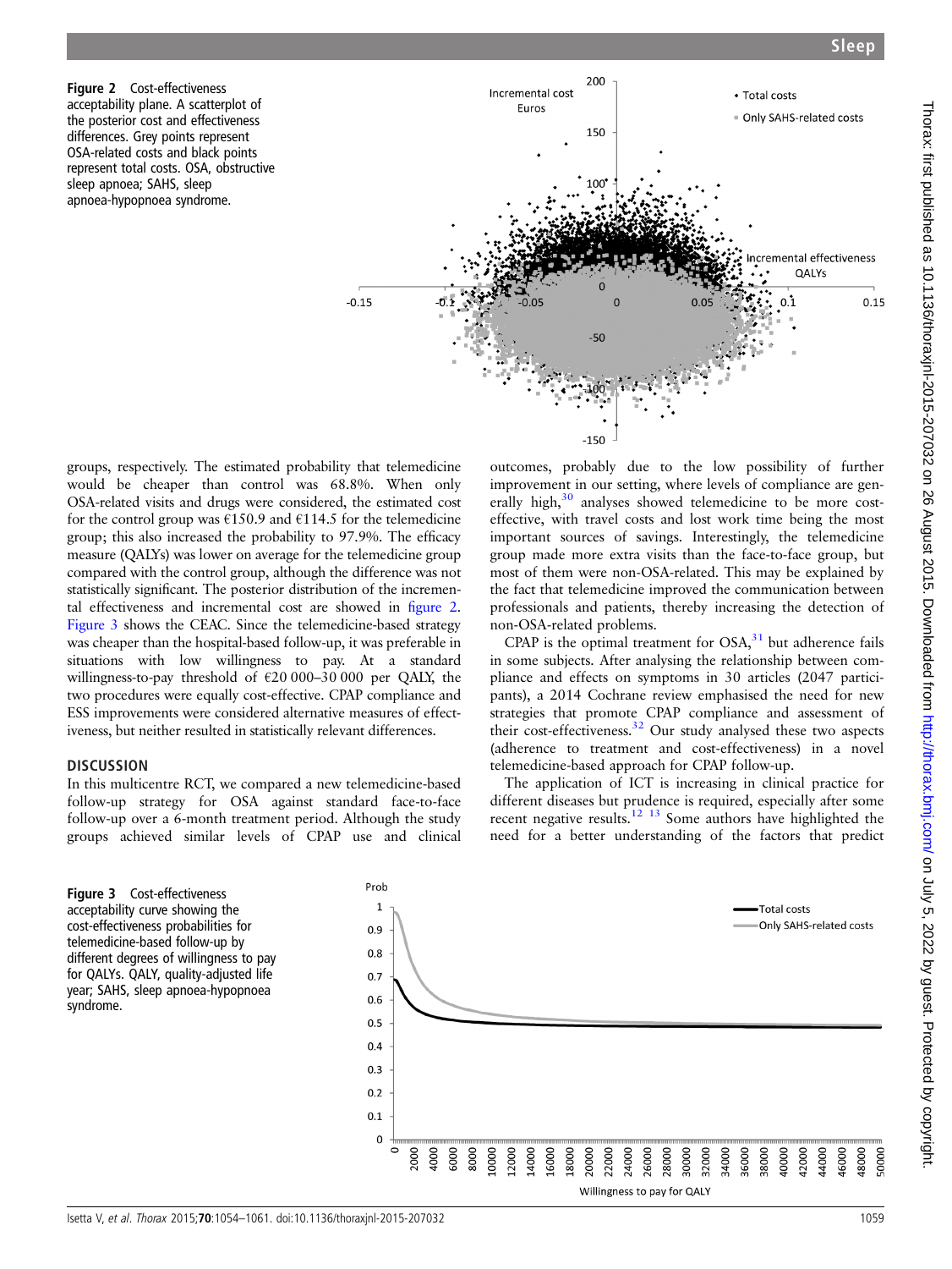Figure 2 Cost-effectiveness acceptability plane. A scatterplot of the posterior cost and effectiveness differences. Grey points represent OSA-related costs and black points represent total costs. OSA, obstructive sleep apnoea; SAHS, sleep apnoea-hypopnoea syndrome.

groups, respectively. The estimated probability that telemedicine would be cheaper than control was 68.8%. When only OSA-related visits and drugs were considered, the estimated cost for the control group was €150.9 and €114.5 for the telemedicine group; this also increased the probability to 97.9%. The efficacy measure (QALYs) was lower on average for the telemedicine group compared with the control group, although the difference was not statistically significant. The posterior distribution of the incremental effectiveness and incremental cost are showed in figure 2. Figure 3 shows the CEAC. Since the telemedicine-based strategy was cheaper than the hospital-based follow-up, it was preferable in situations with low willingness to pay. At a standard willingness-to-pay threshold of €20 000–30 000 per QALY, the two procedures were equally cost-effective. CPAP compliance and ESS improvements were considered alternative measures of effectiveness, but neither resulted in statistically relevant differences.

## DISCUSSION

In this multicentre RCT, we compared a new telemedicine-based follow-up strategy for OSA against standard face-to-face follow-up over a 6-month treatment period. Although the study groups achieved similar levels of CPAP use and clinical outcomes, probably due to the low possibility of further improvement in our setting, where levels of compliance are generally high,[30] analyses showed telemedicine to be more cost-effective, with travel costs and lost work time being the most important sources of savings. Interestingly, the telemedicine group made more extra visits than the face-to-face group, but most of them were non-OSA-related. This may be explained by the fact that telemedicine improved the communication between professionals and patients, thereby increasing the detection of non-OSA-related problems.

CPAP is the optimal treatment for OSA,[31] but adherence fails in some subjects. After analysing the relationship between compliance and effects on symptoms in 30 articles (2047 participants), a 2014 Cochrane review emphasised the need for new strategies that promote CPAP compliance and assessment of their cost-effectiveness.[32] Our study analysed these two aspects (adherence to treatment and cost-effectiveness) in a novel telemedicine-based approach for CPAP follow-up.

The application of ICT is increasing in clinical practice for different diseases but prudence is required, especially after some recent negative results.[12 13] Some authors have highlighted the need for a better understanding of the factors that predict

Figure 3 Cost-effectiveness acceptability curve showing the cost-effectiveness probabilities for telemedicine-based follow-up by different degrees of willingness to pay for QALYs. QALY, quality-adjusted life year; SAHS, sleep apnoea-hypopnoea syndrome.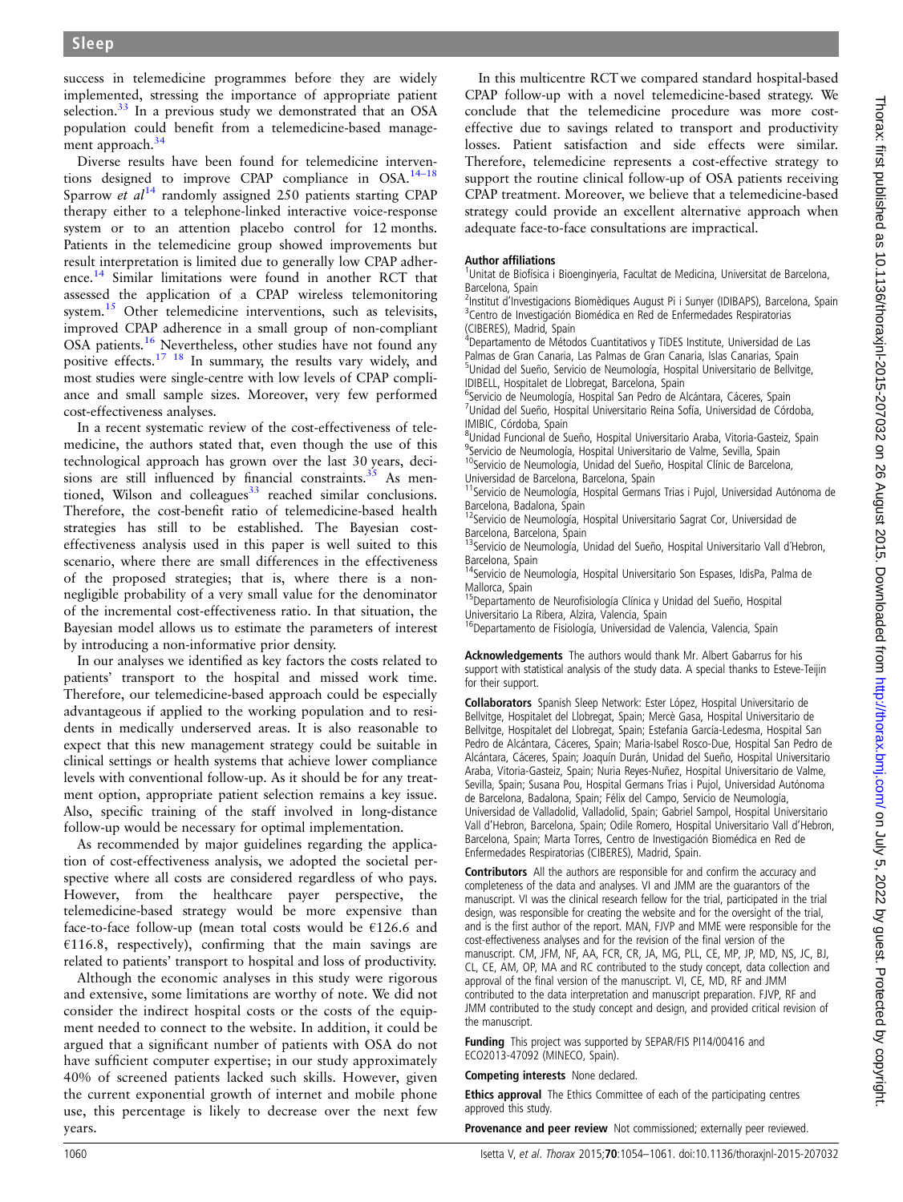success in telemedicine programmes before they are widely implemented, stressing the importance of appropriate patient selection.[33] In a previous study we demonstrated that an OSA population could benefit from a telemedicine-based management approach.[34]

Diverse results have been found for telemedicine interventions designed to improve CPAP compliance in OSA.[14–18] Sparrow *et al*[14] randomly assigned 250 patients starting CPAP therapy either to a telephone-linked interactive voice-response system or to an attention placebo control for 12 months. Patients in the telemedicine group showed improvements but result interpretation is limited due to generally low CPAP adherence.[14] Similar limitations were found in another RCT that assessed the application of a CPAP wireless telemonitoring system.[15] Other telemedicine interventions, such as televisits, improved CPAP adherence in a small group of non-compliant OSA patients.[16] Nevertheless, other studies have not found any positive effects.[17 18] In summary, the results vary widely, and most studies were single-centre with low levels of CPAP compliance and small sample sizes. Moreover, very few performed cost-effectiveness analyses.

In a recent systematic review of the cost-effectiveness of telemedicine, the authors stated that, even though the use of this technological approach has grown over the last 30 years, decisions are still influenced by financial constraints.[35] As mentioned, Wilson and colleagues[33] reached similar conclusions. Therefore, the cost-benefit ratio of telemedicine-based health strategies has still to be established. The Bayesian cost-effectiveness analysis used in this paper is well suited to this scenario, where there are small differences in the effectiveness of the proposed strategies; that is, where there is a non-negligible probability of a very small value for the denominator of the incremental cost-effectiveness ratio. In that situation, the Bayesian model allows us to estimate the parameters of interest by introducing a non-informative prior density.

In our analyses we identified as key factors the costs related to patients' transport to the hospital and missed work time. Therefore, our telemedicine-based approach could be especially advantageous if applied to the working population and to residents in medically underserved areas. It is also reasonable to expect that this new management strategy could be suitable in clinical settings or health systems that achieve lower compliance levels with conventional follow-up. As it should be for any treatment option, appropriate patient selection remains a key issue. Also, specific training of the staff involved in long-distance follow-up would be necessary for optimal implementation.

As recommended by major guidelines regarding the application of cost-effectiveness analysis, we adopted the societal perspective where all costs are considered regardless of who pays. However, from the healthcare payer perspective, the telemedicine-based strategy would be more expensive than face-to-face follow-up (mean total costs would be €126.6 and €116.8, respectively), confirming that the main savings are related to patients' transport to hospital and loss of productivity.

Although the economic analyses in this study were rigorous and extensive, some limitations are worthy of note. We did not consider the indirect hospital costs or the costs of the equipment needed to connect to the website. In addition, it could be argued that a significant number of patients with OSA do not have sufficient computer expertise; in our study approximately 40% of screened patients lacked such skills. However, given the current exponential growth of internet and mobile phone use, this percentage is likely to decrease over the next few years.

In this multicentre RCT we compared standard hospital-based CPAP follow-up with a novel telemedicine-based strategy. We conclude that the telemedicine procedure was more cost-effective due to savings related to transport and productivity losses. Patient satisfaction and side effects were similar. Therefore, telemedicine represents a cost-effective strategy to support the routine clinical follow-up of OSA patients receiving CPAP treatment. Moreover, we believe that a telemedicine-based strategy could provide an excellent alternative approach when adequate face-to-face consultations are impractical.

**Author affiliations**
[1]Unitat de Biofísica i Bioenginyeria, Facultat de Medicina, Universitat de Barcelona, Barcelona, Spain
[2]Institut d'Investigacions Biomèdiques August Pi i Sunyer (IDIBAPS), Barcelona, Spain
[3]Centro de Investigación Biomédica en Red de Enfermedades Respiratorias (CIBERES), Madrid, Spain
[4]Departamento de Métodos Cuantitativos y TiDES Institute, Universidad de Las Palmas de Gran Canaria, Las Palmas de Gran Canaria, Islas Canarias, Spain
[5]Unidad del Sueño, Servicio de Neumología, Hospital Universitario de Bellvitge, IDIBELL, Hospitalet de Llobregat, Barcelona, Spain
[6]Servicio de Neumología, Hospital San Pedro de Alcántara, Cáceres, Spain
[7]Unidad del Sueño, Hospital Universitario Reina Sofía, Universidad de Córdoba, IMIBIC, Córdoba, Spain
[8]Unidad Funcional de Sueño, Hospital Universitario Araba, Vitoria-Gasteiz, Spain
[9]Servicio de Neumología, Hospital Universitario de Valme, Sevilla, Spain
[10]Servicio de Neumología, Unidad del Sueño, Hospital Clínic de Barcelona, Universidad de Barcelona, Barcelona, Spain
[11]Servicio de Neumología, Hospital Germans Trias i Pujol, Universidad Autónoma de Barcelona, Badalona, Spain
[12]Servicio de Neumología, Hospital Universitario Sagrat Cor, Universidad de Barcelona, Barcelona, Spain
[13]Servicio de Neumología, Unidad del Sueño, Hospital Universitario Vall d'Hebron, Barcelona, Spain
[14]Servicio de Neumología, Hospital Universitario Son Espases, IdisPa, Palma de Mallorca, Spain
[15]Departamento de Neurofisiología Clínica y Unidad del Sueño, Hospital Universitario La Ribera, Alzira, Valencia, Spain
[16]Departamento de Fisiología, Universidad de Valencia, Valencia, Spain

**Acknowledgements** The authors would thank Mr. Albert Gabarrus for his support with statistical analysis of the study data. A special thanks to Esteve-Teijin for their support.

**Collaborators** Spanish Sleep Network: Ester López, Hospital Universitario de Bellvitge, Hospitalet del Llobregat, Spain; Mercè Gasa, Hospital Universitario de Bellvitge, Hospitalet del Llobregat, Spain; Estefania García-Ledesma, Hospital San Pedro de Alcántara, Cáceres, Spain; Maria-Isabel Rosco-Due, Hospital San Pedro de Alcántara, Cáceres, Spain; Joaquín Durán, Unidad del Sueño, Hospital Universitario Araba, Vitoria-Gasteiz, Spain; Nuria Reyes-Nuñez, Hospital Universitario de Valme, Sevilla, Spain; Susana Pou, Hospital Germans Trias i Pujol, Universidad Autónoma de Barcelona, Badalona, Spain; Félix del Campo, Servicio de Neumología, Universidad de Valladolid, Valladolid, Spain; Gabriel Sampol, Hospital Universitario Vall d'Hebron, Barcelona, Spain; Odile Romero, Hospital Universitario Vall d'Hebron, Barcelona, Spain; Marta Torres, Centro de Investigación Biomédica en Red de Enfermedades Respiratorias (CIBERES), Madrid, Spain.

**Contributors** All the authors are responsible for and confirm the accuracy and completeness of the data and analyses. VI and JMM are the guarantors of the manuscript. VI was the clinical research fellow for the trial, participated in the trial design, was responsible for creating the website and for the oversight of the trial, and is the first author of the report. MAN, FJVP and MME were responsible for the cost-effectiveness analyses and for the revision of the final version of the manuscript. CM, JFM, NF, AA, FCR, CR, JA, MG, PLL, CE, MP, JP, MD, NS, JC, BJ, CL, CE, AM, OP, MA and RC contributed to the study concept, data collection and approval of the final version of the manuscript. VI, CE, MD, RF and JMM contributed to the data interpretation and manuscript preparation. FJVP, RF and JMM contributed to the study concept and design, and provided critical revision of the manuscript.

**Funding** This project was supported by SEPAR/FIS PI14/00416 and ECO2013-47092 (MINECO, Spain).

**Competing interests** None declared.

**Ethics approval** The Ethics Committee of each of the participating centres approved this study.

**Provenance and peer review** Not commissioned; externally peer reviewed.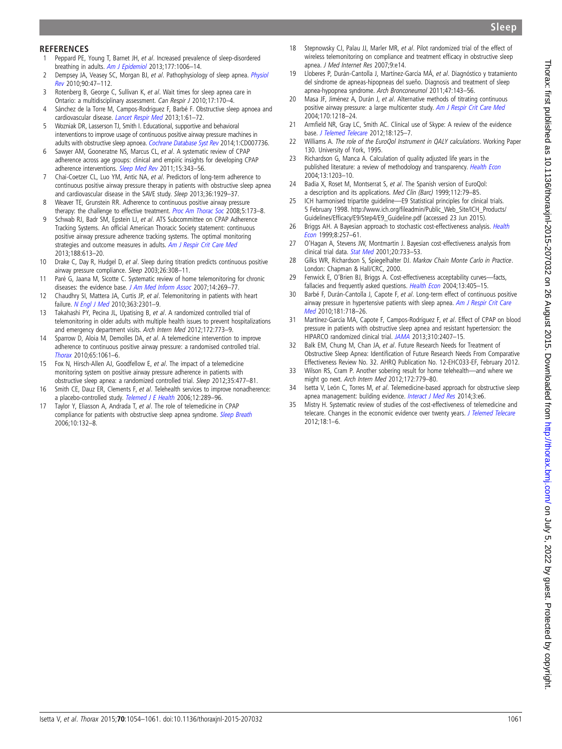## REFERENCES

1. Peppard PE, Young T, Barnet JH, *et al*. Increased prevalence of sleep-disordered breathing in adults. *Am J Epidemiol* 2013;177:1006–14.
2. Dempsey JA, Veasey SC, Morgan BJ, *et al*. Pathophysiology of sleep apnea. *Physiol Rev* 2010;90:47–112.
3. Rotenberg B, George C, Sullivan K, *et al*. Wait times for sleep apnea care in Ontario: a multidisciplinary assessment. *Can Respir J* 2010;17:170–4.
4. Sánchez de la Torre M, Campos-Rodriguez F, Barbé F. Obstructive sleep apnoea and cardiovascular disease. *Lancet Respir Med* 2013;1:61–72.
5. Wozniak DR, Lasserson TJ, Smith I. Educational, supportive and behavioral interventions to improve usage of continuous positive airway pressure machines in adults with obstructive sleep apnoea. *Cochrane Database Syst Rev* 2014;1:CD007736.
6. Sawyer AM, Gooneratne NS, Marcus CL, *et al*. A systematic review of CPAP adherence across age groups: clinical and empiric insights for developing CPAP adherence interventions. *Sleep Med Rev* 2011;15:343–56.
7. Chai-Coetzer CL, Luo YM, Antic NA, *et al*. Predictors of long-term adherence to continuous positive airway pressure therapy in patients with obstructive sleep apnea and cardiovascular disease in the SAVE study. *Sleep* 2013;36:1929–37.
8. Weaver TE, Grunstein RR. Adherence to continuous positive airway pressure therapy: the challenge to effective treatment. *Proc Am Thorac Soc* 2008;5:173–8.
9. Schwab RJ, Badr SM, Epstein LJ, *et al*. ATS Subcommittee on CPAP Adherence Tracking Systems. An official American Thoracic Society statement: continuous positive airway pressure adherence tracking systems. The optimal monitoring strategies and outcome measures in adults. *Am J Respir Crit Care Med* 2013;188:613–20.
10. Drake C, Day R, Hudgel D, *et al*. Sleep during titration predicts continuous positive airway pressure compliance. *Sleep* 2003;26:308–11.
11. Paré G, Jaana M, Sicotte C. Systematic review of home telemonitoring for chronic diseases: the evidence base. *J Am Med Inform Assoc* 2007;14:269–77.
12. Chaudhry SI, Mattera JA, Curtis JP, *et al*. Telemonitoring in patients with heart failure. *N Engl J Med* 2010;363:2301–9.
13. Takahashi PY, Pecina JL, Upatising B, *et al*. A randomized controlled trial of telemonitoring in older adults with multiple health issues to prevent hospitalizations and emergency department visits. *Arch Intern Med* 2012;172:773–9.
14. Sparrow D, Aloia M, Demolles DA, *et al*. A telemedicine intervention to improve adherence to continuous positive airway pressure: a randomised controlled trial. *Thorax* 2010;65:1061–6.
15. Fox N, Hirsch-Allen AJ, Goodfellow E, *et al*. The impact of a telemedicine monitoring system on positive airway pressure adherence in patients with obstructive sleep apnea: a randomized controlled trial. *Sleep* 2012;35:477–81.
16. Smith CE, Dauz ER, Clements F, *et al*. Telehealth services to improve nonadherence: a placebo-controlled study. *Telemed J E Health* 2006;12:289–96.
17. Taylor Y, Eliasson A, Andrada T, *et al*. The role of telemedicine in CPAP compliance for patients with obstructive sleep apnea syndrome. *Sleep Breath* 2006;10:132–8.
18. Stepnowsky CJ, Palau JJ, Marler MR, *et al*. Pilot randomized trial of the effect of wireless telemonitoring on compliance and treatment efficacy in obstructive sleep apnea. *J Med Internet Res* 2007;9:e14.
19. Lloberes P, Durán-Cantolla J, Martínez-García MÁ, *et al*. Diagnóstico y tratamiento del síndrome de apneas-hipopneas del sueño. Diagnosis and treatment of sleep apnea-hypopnea syndrome. *Arch Bronconeumol* 2011;47:143–56.
20. Masa JF, Jiménez A, Durán J, *et al*. Alternative methods of titrating continuous positive airway pressure: a large multicenter study. *Am J Respir Crit Care Med* 2004;170:1218–24.
21. Armfield NR, Gray LC, Smith AC. Clinical use of Skype: A review of the evidence base. *J Telemed Telecare* 2012;18:125–7.
22. Williams A. *The role of the EuroQol Instrument in QALY calculations*. Working Paper 130. University of York, 1995.
23. Richardson G, Manca A. Calculation of quality adjusted life years in the published literature: a review of methodology and transparency. *Health Econ* 2004;13:1203–10.
24. Badia X, Roset M, Montserrat S, *et al*. The Spanish version of EuroQol: a description and its applications. *Med Clin (Barc)* 1999;112:79–85.
25. ICH harmonised tripartite guideline—E9 Statistical principles for clinical trials. 5 February 1998. http://www.ich.org/fileadmin/Public_Web_Site/ICH_Products/Guidelines/Efficacy/E9/Step4/E9_Guideline.pdf (accessed 23 Jun 2015).
26. Briggs AH. A Bayesian approach to stochastic cost-effectiveness analysis. *Health Econ* 1999;8:257–61.
27. O'Hagan A, Stevens JW, Montmartin J. Bayesian cost-effectiveness analysis from clinical trial data. *Stat Med* 2001;20:733–53.
28. Gilks WR, Richardson S, Spiegelhalter DJ. *Markov Chain Monte Carlo in Practice*. London: Chapman & Hall/CRC, 2000.
29. Fenwick E, O'Brien BJ, Briggs A. Cost-effectiveness acceptability curves—facts, fallacies and frequently asked questions. *Health Econ* 2004;13:405–15.
30. Barbé F, Durán-Cantolla J, Capote F, *et al*. Long-term effect of continuous positive airway pressure in hypertensive patients with sleep apnea. *Am J Respir Crit Care Med* 2010;181:718–26.
31. Martínez-García MA, Capote F, Campos-Rodríguez F, *et al*. Effect of CPAP on blood pressure in patients with obstructive sleep apnea and resistant hypertension: the HIPARCO randomized clinical trial. *JAMA* 2013;310:2407–15.
32. Balk EM, Chung M, Chan JA, *et al*. Future Research Needs for Treatment of Obstructive Sleep Apnea: Identification of Future Research Needs From Comparative Effectiveness Review No. 32. AHRQ Publication No. 12-EHC033-EF, February 2012.
33. Wilson RS, Cram P. Another sobering result for home telehealth—and where we might go next. *Arch Intern Med* 2012;172:779–80.
34. Isetta V, León C, Torres M, *et al*. Telemedicine-based approach for obstructive sleep apnea management: building evidence. *Interact J Med Res* 2014;3:e6.
35. Mistry H. Systematic review of studies of the cost-effectiveness of telemedicine and telecare. Changes in the economic evidence over twenty years. *J Telemed Telecare* 2012;18:1–6.